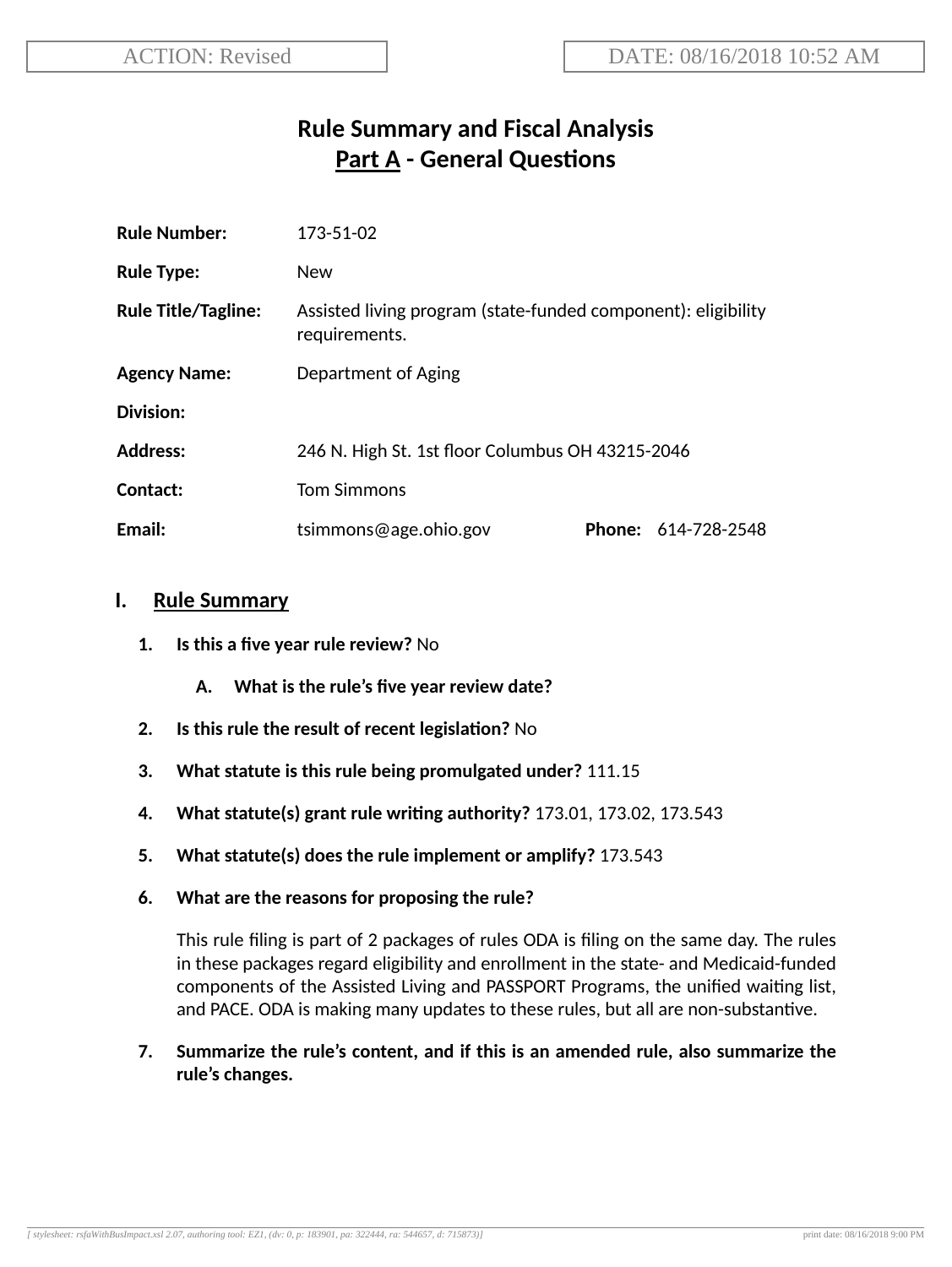ACTION: Revised

DATE: 08/16/2018 10:52 AM

# Rule Summary and Fiscal Analysis
## Part A - General Questions

| | |
|---|---|
| **Rule Number:** | 173-51-02 |
| **Rule Type:** | New |
| **Rule Title/Tagline:** | Assisted living program (state-funded component): eligibility requirements. |
| **Agency Name:** | Department of Aging |
| **Division:** | |
| **Address:** | 246 N. High St. 1st floor Columbus OH 43215-2046 |
| **Contact:** | Tom Simmons |
| **Email:** | tsimmons@age.ohio.gov **Phone:** 614-728-2548 |

## I. Rule Summary

1. **Is this a five year rule review?** No

   A. **What is the rule's five year review date?**

2. **Is this rule the result of recent legislation?** No

3. **What statute is this rule being promulgated under?** 111.15

4. **What statute(s) grant rule writing authority?** 173.01, 173.02, 173.543

5. **What statute(s) does the rule implement or amplify?** 173.543

6. **What are the reasons for proposing the rule?**

   This rule filing is part of 2 packages of rules ODA is filing on the same day. The rules in these packages regard eligibility and enrollment in the state- and Medicaid-funded components of the Assisted Living and PASSPORT Programs, the unified waiting list, and PACE. ODA is making many updates to these rules, but all are non-substantive.

7. **Summarize the rule's content, and if this is an amended rule, also summarize the rule's changes.**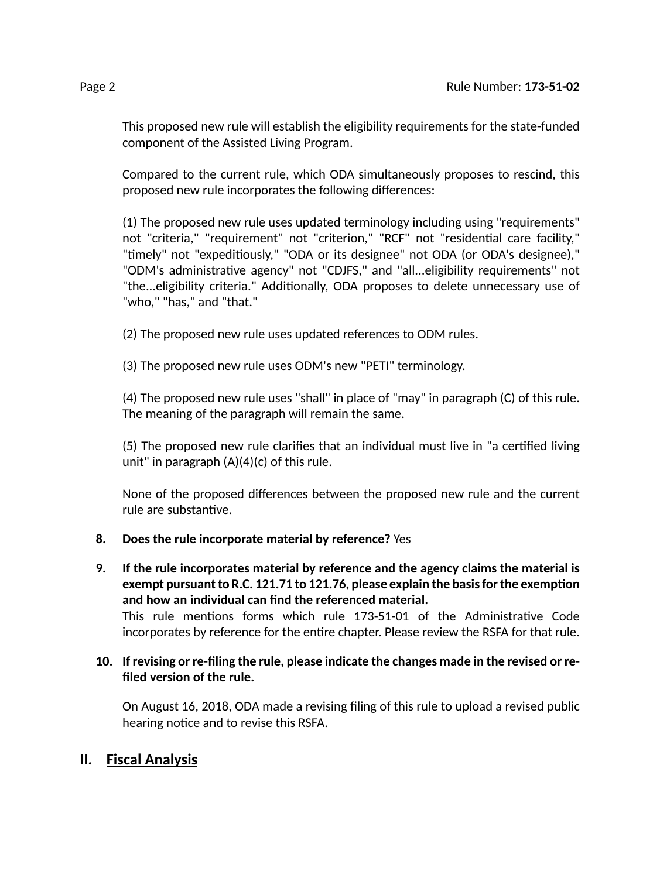This proposed new rule will establish the eligibility requirements for the state-funded component of the Assisted Living Program.

Compared to the current rule, which ODA simultaneously proposes to rescind, this proposed new rule incorporates the following differences:

(1) The proposed new rule uses updated terminology including using "requirements" not "criteria," "requirement" not "criterion," "RCF" not "residential care facility," "timely" not "expeditiously," "ODA or its designee" not ODA (or ODA's designee)," "ODM's administrative agency" not "CDJFS," and "all...eligibility requirements" not "the...eligibility criteria." Additionally, ODA proposes to delete unnecessary use of "who," "has," and "that."

(2) The proposed new rule uses updated references to ODM rules.

(3) The proposed new rule uses ODM's new "PETI" terminology.

(4) The proposed new rule uses "shall" in place of "may" in paragraph (C) of this rule. The meaning of the paragraph will remain the same.

(5) The proposed new rule clarifies that an individual must live in "a certified living unit" in paragraph (A)(4)(c) of this rule.

None of the proposed differences between the proposed new rule and the current rule are substantive.

8. **Does the rule incorporate material by reference?** Yes

9. **If the rule incorporates material by reference and the agency claims the material is exempt pursuant to R.C. 121.71 to 121.76, please explain the basis for the exemption and how an individual can find the referenced material.**
   This rule mentions forms which rule 173-51-01 of the Administrative Code incorporates by reference for the entire chapter. Please review the RSFA for that rule.

10. **If revising or re-filing the rule, please indicate the changes made in the revised or re-filed version of the rule.**

    On August 16, 2018, ODA made a revising filing of this rule to upload a revised public hearing notice and to revise this RSFA.

## II. Fiscal Analysis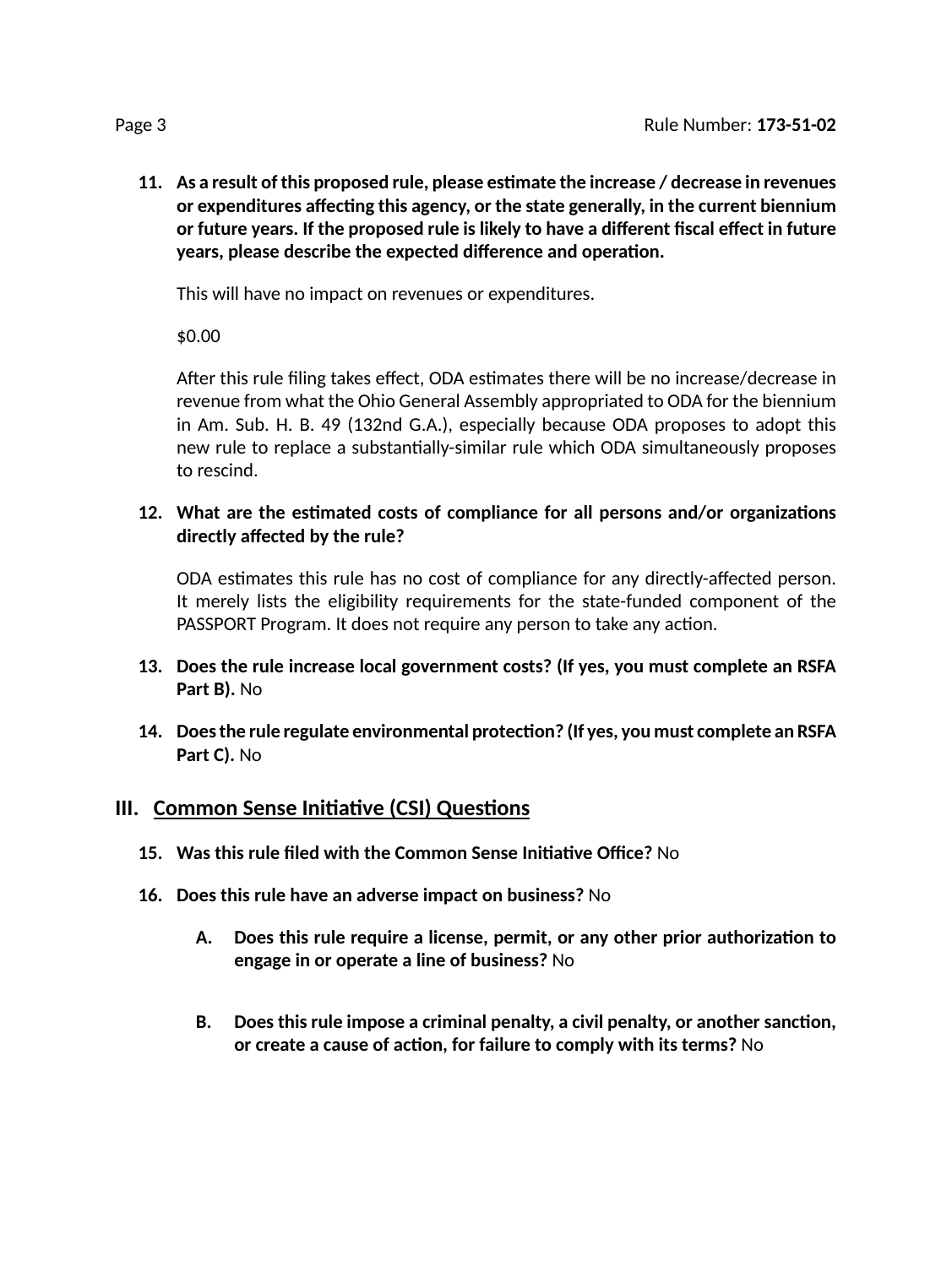11. **As a result of this proposed rule, please estimate the increase / decrease in revenues or expenditures affecting this agency, or the state generally, in the current biennium or future years. If the proposed rule is likely to have a different fiscal effect in future years, please describe the expected difference and operation.**

    This will have no impact on revenues or expenditures.

    $0.00

    After this rule filing takes effect, ODA estimates there will be no increase/decrease in revenue from what the Ohio General Assembly appropriated to ODA for the biennium in Am. Sub. H. B. 49 (132nd G.A.), especially because ODA proposes to adopt this new rule to replace a substantially-similar rule which ODA simultaneously proposes to rescind.

12. **What are the estimated costs of compliance for all persons and/or organizations directly affected by the rule?**

    ODA estimates this rule has no cost of compliance for any directly-affected person. It merely lists the eligibility requirements for the state-funded component of the PASSPORT Program. It does not require any person to take any action.

13. **Does the rule increase local government costs? (If yes, you must complete an RSFA Part B).** No

14. **Does the rule regulate environmental protection? (If yes, you must complete an RSFA Part C).** No

## III. Common Sense Initiative (CSI) Questions

15. **Was this rule filed with the Common Sense Initiative Office?** No

16. **Does this rule have an adverse impact on business?** No

    A. **Does this rule require a license, permit, or any other prior authorization to engage in or operate a line of business?** No

    B. **Does this rule impose a criminal penalty, a civil penalty, or another sanction, or create a cause of action, for failure to comply with its terms?** No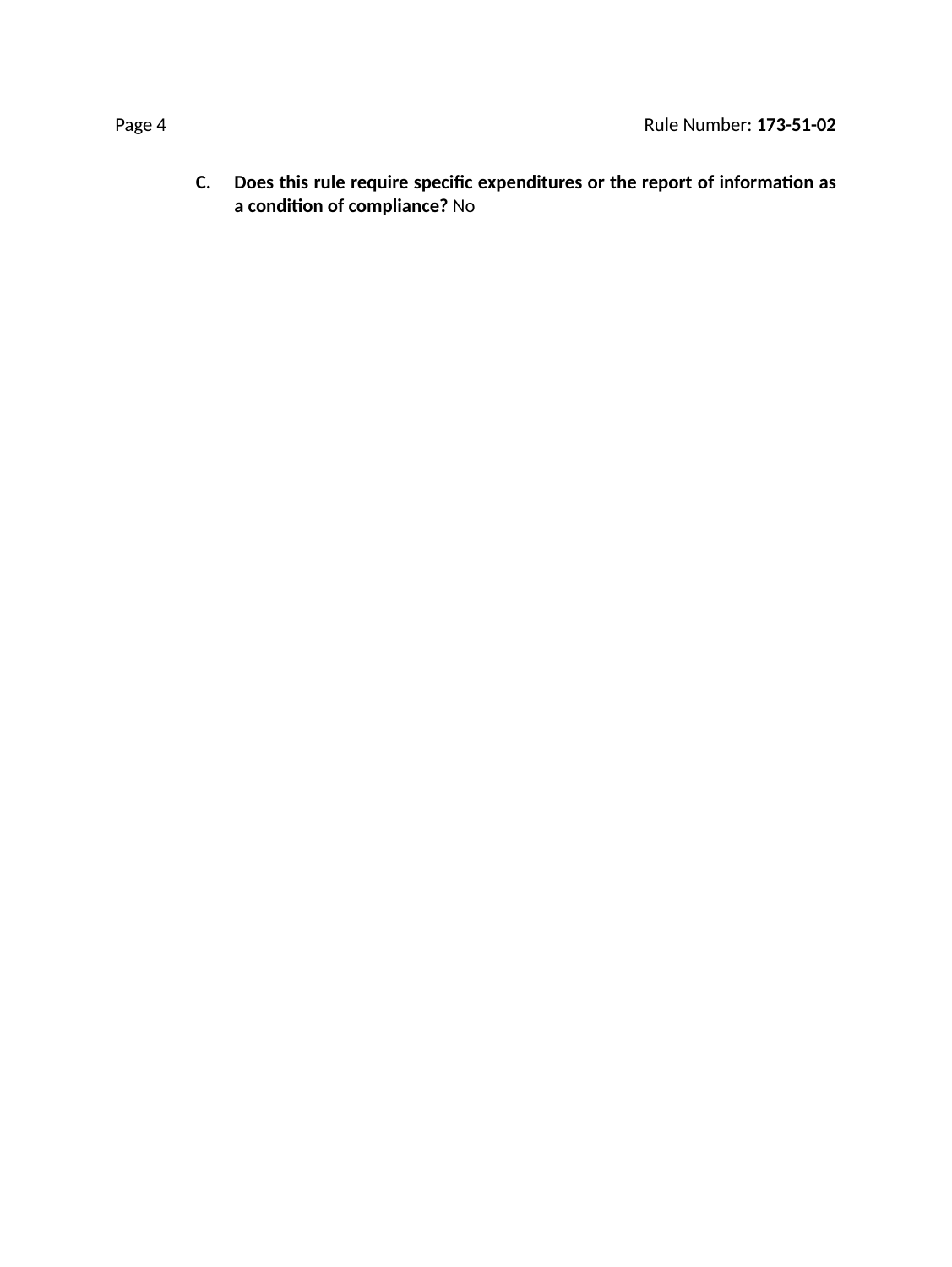**C. Does this rule require specific expenditures or the report of information as a condition of compliance?** No